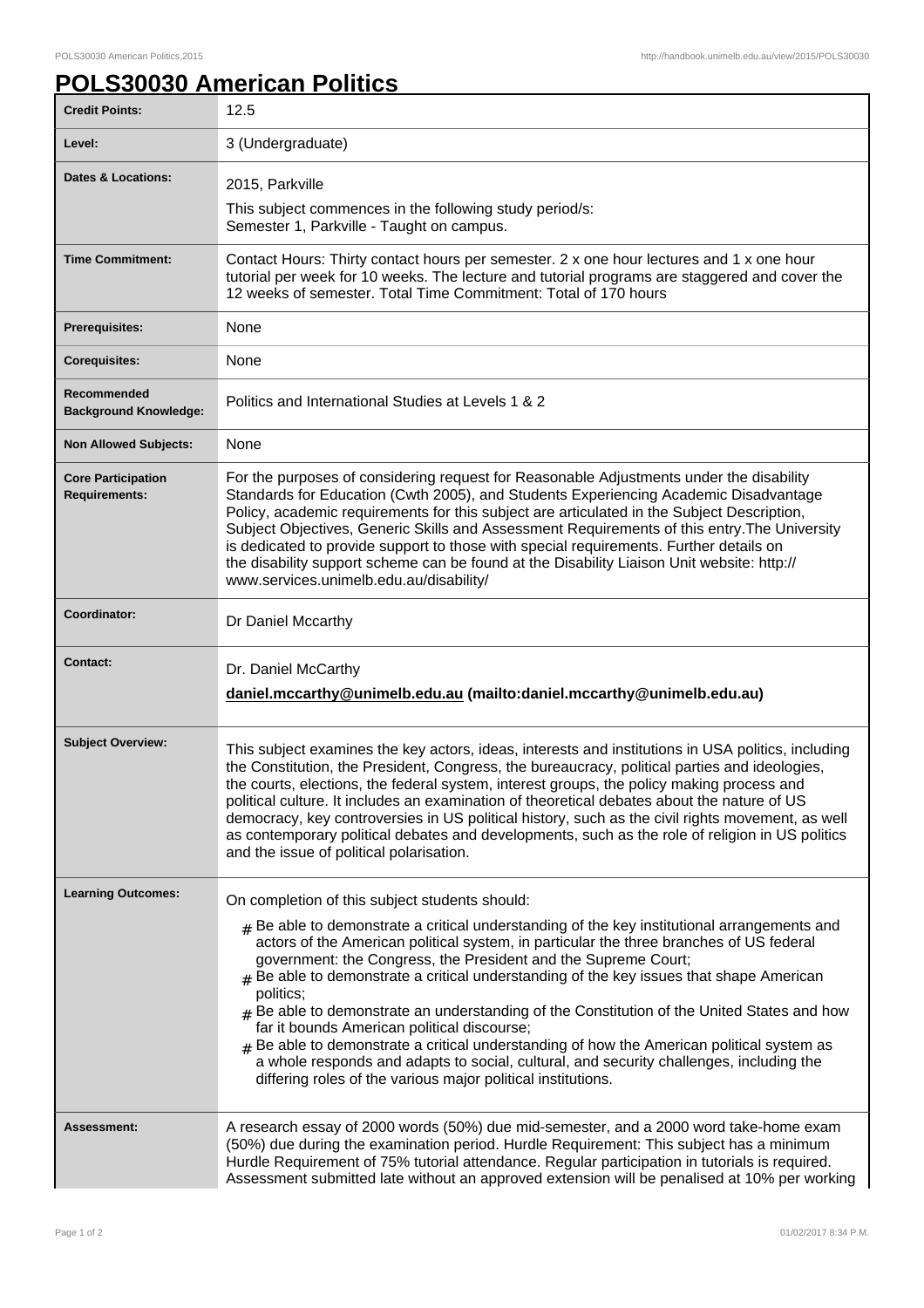# POLS30030 American Politics

| | |
|---|---|
| **Credit Points:** | 12.5 |
| **Level:** | 3 (Undergraduate) |
| **Dates & Locations:** | 2015, Parkville<br>This subject commences in the following study period/s:<br>Semester 1, Parkville - Taught on campus. |
| **Time Commitment:** | Contact Hours: Thirty contact hours per semester. 2 x one hour lectures and 1 x one hour tutorial per week for 10 weeks. The lecture and tutorial programs are staggered and cover the 12 weeks of semester. Total Time Commitment: Total of 170 hours |
| **Prerequisites:** | None |
| **Corequisites:** | None |
| **Recommended Background Knowledge:** | Politics and International Studies at Levels 1 & 2 |
| **Non Allowed Subjects:** | None |
| **Core Participation Requirements:** | For the purposes of considering request for Reasonable Adjustments under the disability Standards for Education (Cwth 2005), and Students Experiencing Academic Disadvantage Policy, academic requirements for this subject are articulated in the Subject Description, Subject Objectives, Generic Skills and Assessment Requirements of this entry.The University is dedicated to provide support to those with special requirements. Further details on the disability support scheme can be found at the Disability Liaison Unit website: http://www.services.unimelb.edu.au/disability/ |
| **Coordinator:** | Dr Daniel Mccarthy |
| **Contact:** | Dr. Daniel McCarthy<br>**daniel.mccarthy@unimelb.edu.au (mailto:daniel.mccarthy@unimelb.edu.au)** |
| **Subject Overview:** | This subject examines the key actors, ideas, interests and institutions in USA politics, including the Constitution, the President, Congress, the bureaucracy, political parties and ideologies, the courts, elections, the federal system, interest groups, the policy making process and political culture. It includes an examination of theoretical debates about the nature of US democracy, key controversies in US political history, such as the civil rights movement, as well as contemporary political debates and developments, such as the role of religion in US politics and the issue of political polarisation. |
| **Learning Outcomes:** | On completion of this subject students should:<br># Be able to demonstrate a critical understanding of the key institutional arrangements and actors of the American political system, in particular the three branches of US federal government: the Congress, the President and the Supreme Court;<br># Be able to demonstrate a critical understanding of the key issues that shape American politics;<br># Be able to demonstrate an understanding of the Constitution of the United States and how far it bounds American political discourse;<br># Be able to demonstrate a critical understanding of how the American political system as a whole responds and adapts to social, cultural, and security challenges, including the differing roles of the various major political institutions. |
| **Assessment:** | A research essay of 2000 words (50%) due mid-semester, and a 2000 word take-home exam (50%) due during the examination period. Hurdle Requirement: This subject has a minimum Hurdle Requirement of 75% tutorial attendance. Regular participation in tutorials is required. Assessment submitted late without an approved extension will be penalised at 10% per working |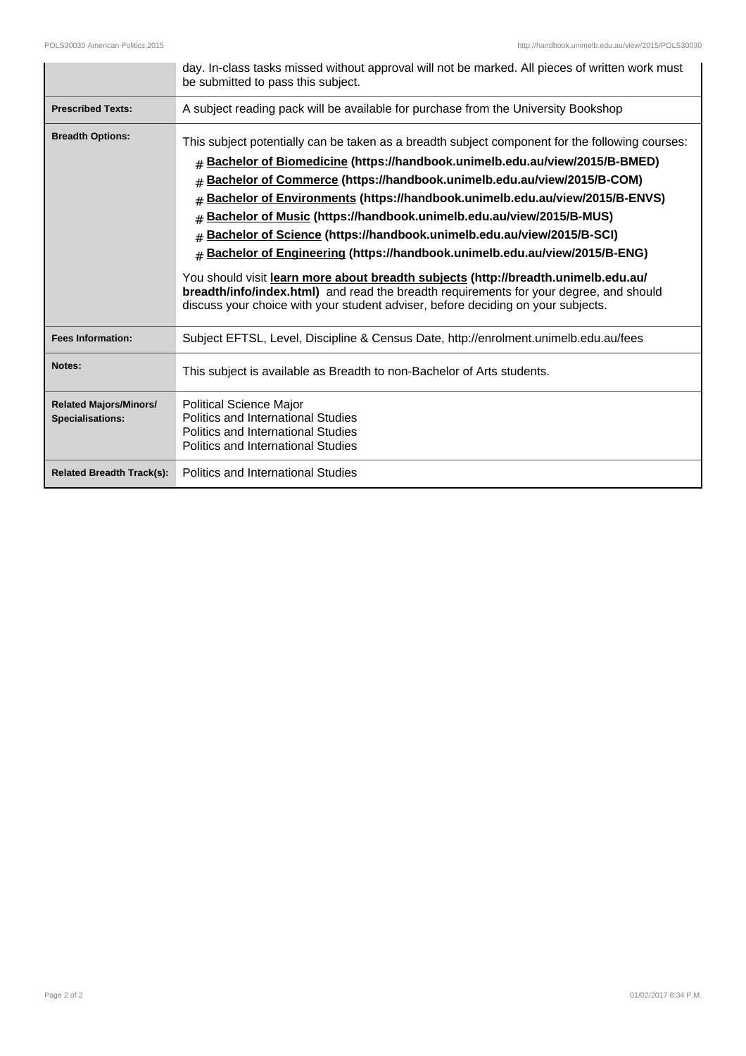| | |
|---|---|
| | day. In-class tasks missed without approval will not be marked. All pieces of written work must be submitted to pass this subject. |
| **Prescribed Texts:** | A subject reading pack will be available for purchase from the University Bookshop |
| **Breadth Options:** | This subject potentially can be taken as a breadth subject component for the following courses:<br># **Bachelor of Biomedicine (https://handbook.unimelb.edu.au/view/2015/B-BMED)**<br># **Bachelor of Commerce (https://handbook.unimelb.edu.au/view/2015/B-COM)**<br># **Bachelor of Environments (https://handbook.unimelb.edu.au/view/2015/B-ENVS)**<br># **Bachelor of Music (https://handbook.unimelb.edu.au/view/2015/B-MUS)**<br># **Bachelor of Science (https://handbook.unimelb.edu.au/view/2015/B-SCI)**<br># **Bachelor of Engineering (https://handbook.unimelb.edu.au/view/2015/B-ENG)**<br>You should visit **learn more about breadth subjects (http://breadth.unimelb.edu.au/breadth/info/index.html)** and read the breadth requirements for your degree, and should discuss your choice with your student adviser, before deciding on your subjects. |
| **Fees Information:** | Subject EFTSL, Level, Discipline & Census Date, http://enrolment.unimelb.edu.au/fees |
| **Notes:** | This subject is available as Breadth to non-Bachelor of Arts students. |
| **Related Majors/Minors/ Specialisations:** | Political Science Major<br>Politics and International Studies<br>Politics and International Studies<br>Politics and International Studies |
| **Related Breadth Track(s):** | Politics and International Studies |